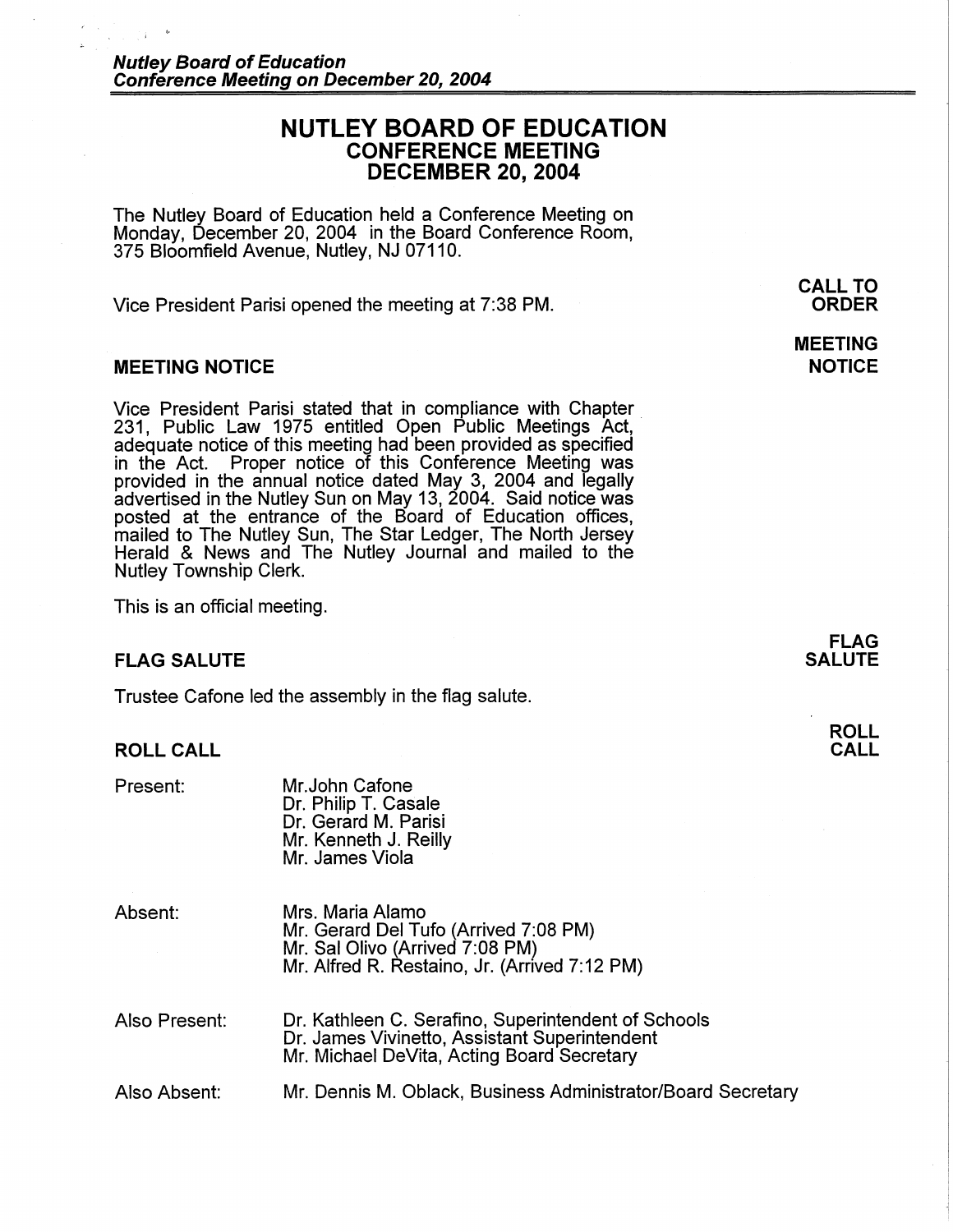# NUTLEY BOARD OF EDUCATION
## CONFERENCE MEETING
## DECEMBER 20, 2004

The Nutley Board of Education held a Conference Meeting on Monday, December 20, 2004 in the Board Conference Room, 375 Bloomfield Avenue, Nutley, NJ 07110.

**CALL TO ORDER**

Vice President Parisi opened the meeting at 7:38 PM.

### MEETING NOTICE

Vice President Parisi stated that in compliance with Chapter 231, Public Law 1975 entitled Open Public Meetings Act, adequate notice of this meeting had been provided as specified in the Act. Proper notice of this Conference Meeting was provided in the annual notice dated May 3, 2004 and legally advertised in the Nutley Sun on May 13, 2004. Said notice was posted at the entrance of the Board of Education offices, mailed to The Nutley Sun, The Star Ledger, The North Jersey Herald & News and The Nutley Journal and mailed to the Nutley Township Clerk.

This is an official meeting.

### FLAG SALUTE

Trustee Cafone led the assembly in the flag salute.

### ROLL CALL

Present:
- Mr.John Cafone
- Dr. Philip T. Casale
- Dr. Gerard M. Parisi
- Mr. Kenneth J. Reilly
- Mr. James Viola

Absent:
- Mrs. Maria Alamo
- Mr. Gerard Del Tufo (Arrived 7:08 PM)
- Mr. Sal Olivo (Arrived 7:08 PM)
- Mr. Alfred R. Restaino, Jr. (Arrived 7:12 PM)

Also Present:
- Dr. Kathleen C. Serafino, Superintendent of Schools
- Dr. James Vivinetto, Assistant Superintendent
- Mr. Michael DeVita, Acting Board Secretary

Also Absent:
- Mr. Dennis M. Oblack, Business Administrator/Board Secretary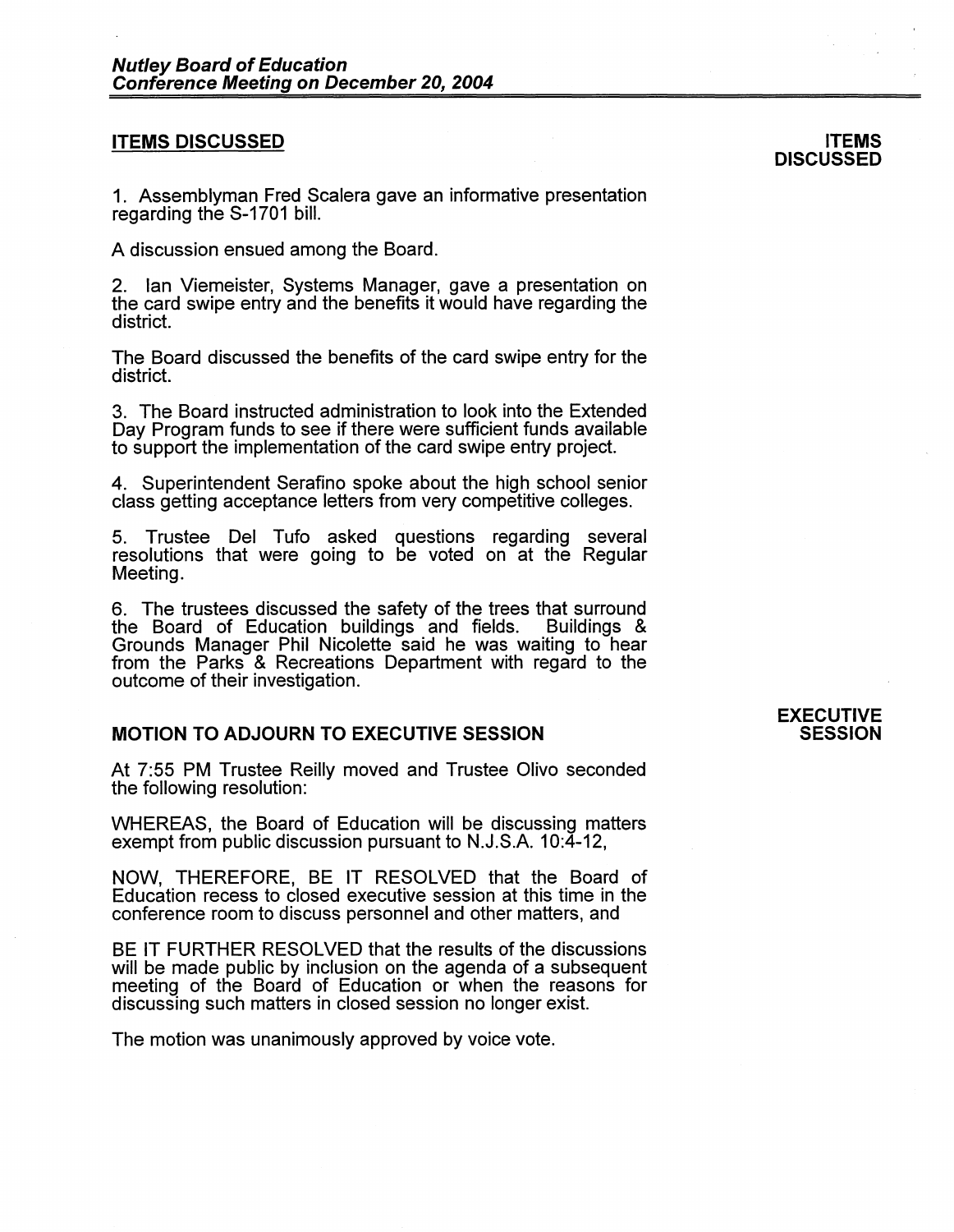## ITEMS DISCUSSED

**ITEMS DISCUSSED**

1. Assemblyman Fred Scalera gave an informative presentation regarding the S-1701 bill.

A discussion ensued among the Board.

2. Ian Viemeister, Systems Manager, gave a presentation on the card swipe entry and the benefits it would have regarding the district.

The Board discussed the benefits of the card swipe entry for the district.

3. The Board instructed administration to look into the Extended Day Program funds to see if there were sufficient funds available to support the implementation of the card swipe entry project.

4. Superintendent Serafino spoke about the high school senior class getting acceptance letters from very competitive colleges.

5. Trustee Del Tufo asked questions regarding several resolutions that were going to be voted on at the Regular Meeting.

6. The trustees discussed the safety of the trees that surround the Board of Education buildings and fields. Buildings & Grounds Manager Phil Nicolette said he was waiting to hear from the Parks & Recreations Department with regard to the outcome of their investigation.

## MOTION TO ADJOURN TO EXECUTIVE SESSION

**EXECUTIVE SESSION**

At 7:55 PM Trustee Reilly moved and Trustee Olivo seconded the following resolution:

WHEREAS, the Board of Education will be discussing matters exempt from public discussion pursuant to N.J.S.A. 10:4-12,

NOW, THEREFORE, BE IT RESOLVED that the Board of Education recess to closed executive session at this time in the conference room to discuss personnel and other matters, and

BE IT FURTHER RESOLVED that the results of the discussions will be made public by inclusion on the agenda of a subsequent meeting of the Board of Education or when the reasons for discussing such matters in closed session no longer exist.

The motion was unanimously approved by voice vote.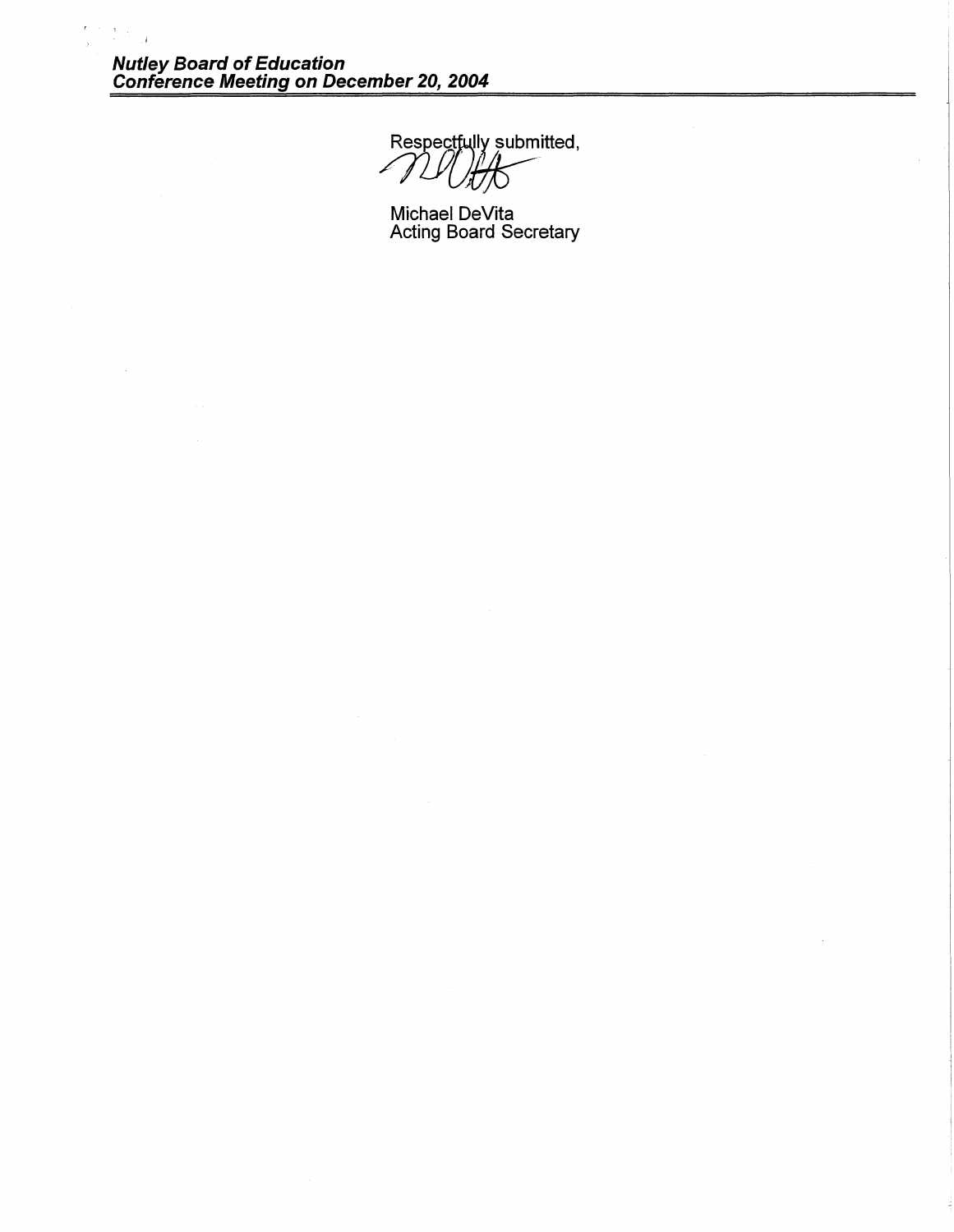Respectfully submitted,

Michael DeVita
Acting Board Secretary